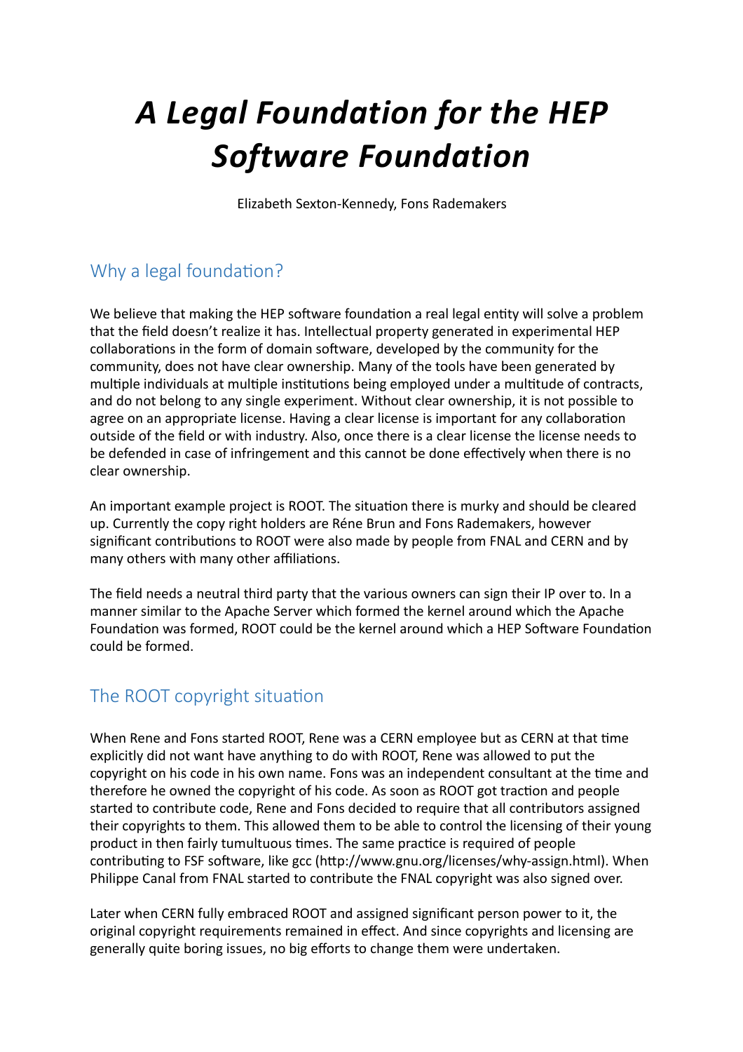# *A Legal Foundation for the HEP Software Foundation*

Elizabeth Sexton-Kennedy, Fons Rademakers

## Why a legal foundation?

We believe that making the HEP software foundation a real legal entity will solve a problem that the field doesn't realize it has. Intellectual property generated in experimental HEP collaborations in the form of domain software, developed by the community for the community, does not have clear ownership. Many of the tools have been generated by multiple individuals at multiple institutions being employed under a multitude of contracts, and do not belong to any single experiment. Without clear ownership, it is not possible to agree on an appropriate license. Having a clear license is important for any collaboration outside of the field or with industry. Also, once there is a clear license the license needs to be defended in case of infringement and this cannot be done effectively when there is no clear ownership.

An important example project is ROOT. The situation there is murky and should be cleared up. Currently the copy right holders are Réne Brun and Fons Rademakers, however significant contributions to ROOT were also made by people from FNAL and CERN and by many others with many other affiliations.

The field needs a neutral third party that the various owners can sign their IP over to. In a manner similar to the Apache Server which formed the kernel around which the Apache Foundation was formed, ROOT could be the kernel around which a HEP Software Foundation could be formed.

## The ROOT copyright situation

When Rene and Fons started ROOT, Rene was a CERN employee but as CERN at that time explicitly did not want have anything to do with ROOT, Rene was allowed to put the copyright on his code in his own name. Fons was an independent consultant at the time and therefore he owned the copyright of his code. As soon as ROOT got traction and people started to contribute code, Rene and Fons decided to require that all contributors assigned their copyrights to them. This allowed them to be able to control the licensing of their young product in then fairly tumultuous times. The same practice is required of people contributing to FSF software, like gcc (http://www.gnu.org/licenses/why-assign.html). When Philippe Canal from FNAL started to contribute the FNAL copyright was also signed over.

Later when CERN fully embraced ROOT and assigned significant person power to it, the original copyright requirements remained in effect. And since copyrights and licensing are generally quite boring issues, no big efforts to change them were undertaken.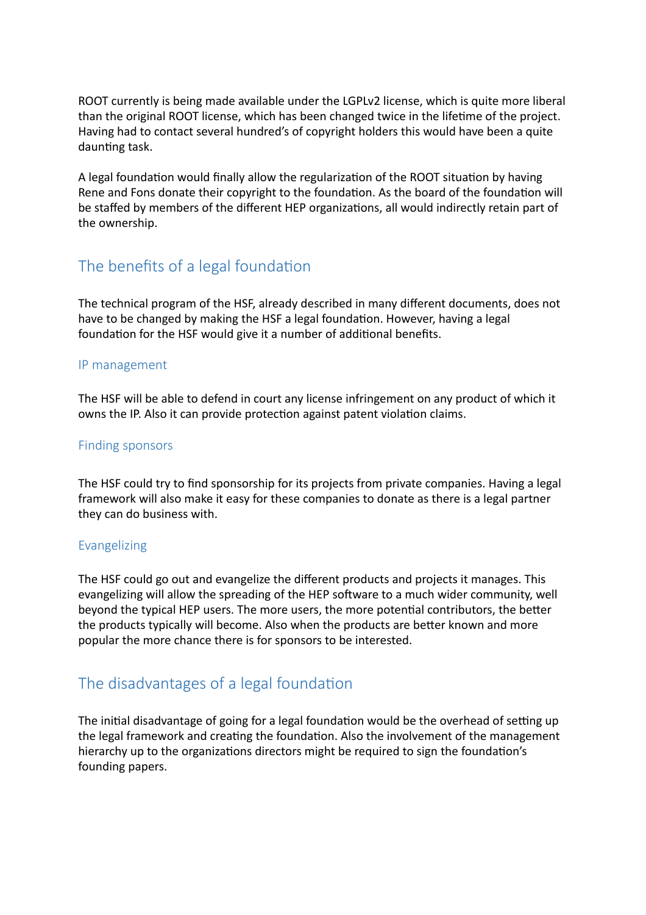ROOT currently is being made available under the LGPLv2 license, which is quite more liberal than the original ROOT license, which has been changed twice in the lifetime of the project. Having had to contact several hundred's of copyright holders this would have been a quite daunting task.

A legal foundation would finally allow the regularization of the ROOT situation by having Rene and Fons donate their copyright to the foundation. As the board of the foundation will be staffed by members of the different HEP organizations, all would indirectly retain part of the ownership.

## The benefits of a legal foundation

The technical program of the HSF, already described in many different documents, does not have to be changed by making the HSF a legal foundation. However, having a legal foundation for the HSF would give it a number of additional benefits.

### IP management

The HSF will be able to defend in court any license infringement on any product of which it owns the IP. Also it can provide protection against patent violation claims.

### Finding sponsors

The HSF could try to find sponsorship for its projects from private companies. Having a legal framework will also make it easy for these companies to donate as there is a legal partner they can do business with.

### Evangelizing

The HSF could go out and evangelize the different products and projects it manages. This evangelizing will allow the spreading of the HEP software to a much wider community, well beyond the typical HEP users. The more users, the more potential contributors, the better the products typically will become. Also when the products are better known and more popular the more chance there is for sponsors to be interested.

## The disadvantages of a legal foundation

The initial disadvantage of going for a legal foundation would be the overhead of setting up the legal framework and creating the foundation. Also the involvement of the management hierarchy up to the organizations directors might be required to sign the foundation's founding papers.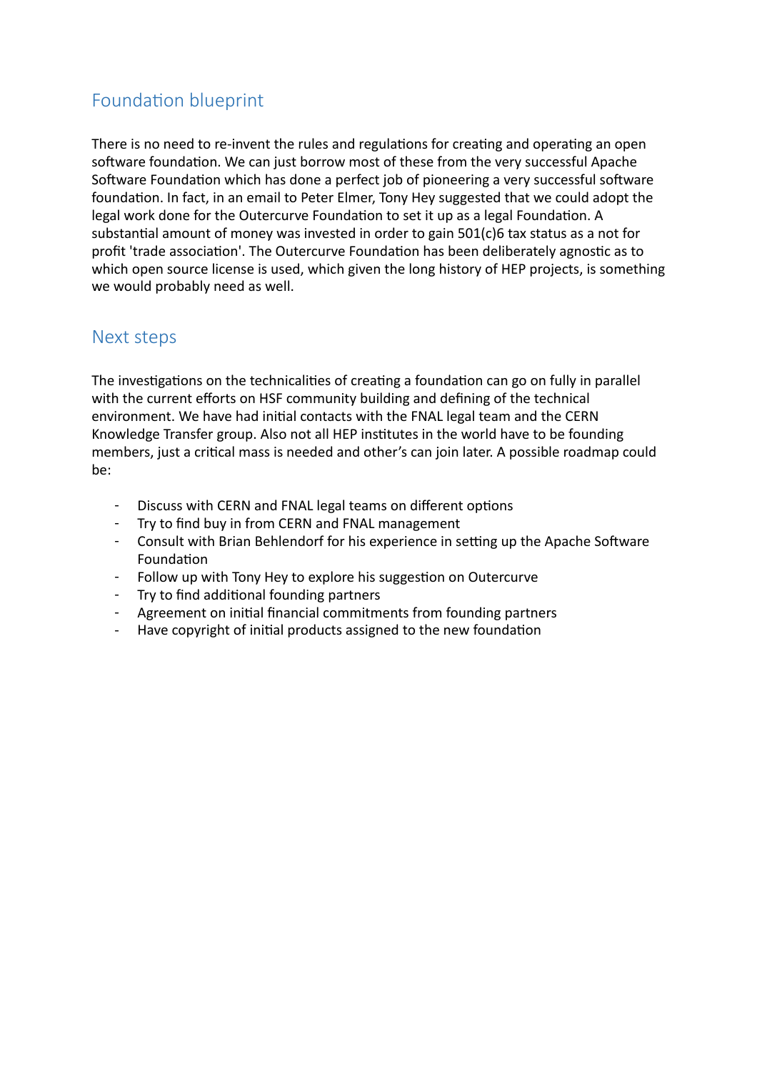## Foundation blueprint

There is no need to re-invent the rules and regulations for creating and operating an open software foundation. We can just borrow most of these from the very successful Apache Software Foundation which has done a perfect job of pioneering a very successful software foundation. In fact, in an email to Peter Elmer, Tony Hey suggested that we could adopt the legal work done for the Outercurve Foundation to set it up as a legal Foundation. A substantial amount of money was invested in order to gain 501(c)6 tax status as a not for profit 'trade association'. The Outercurve Foundation has been deliberately agnostic as to which open source license is used, which given the long history of HEP projects, is something we would probably need as well.

## Next steps

The investigations on the technicalities of creating a foundation can go on fully in parallel with the current efforts on HSF community building and defining of the technical environment. We have had initial contacts with the FNAL legal team and the CERN Knowledge Transfer group. Also not all HEP institutes in the world have to be founding members, just a critical mass is needed and other's can join later. A possible roadmap could be:

- Discuss with CERN and FNAL legal teams on different options
- Try to find buy in from CERN and FNAL management
- Consult with Brian Behlendorf for his experience in setting up the Apache Software Foundation
- Follow up with Tony Hey to explore his suggestion on Outercurve
- Try to find additional founding partners
- Agreement on initial financial commitments from founding partners
- Have copyright of initial products assigned to the new foundation